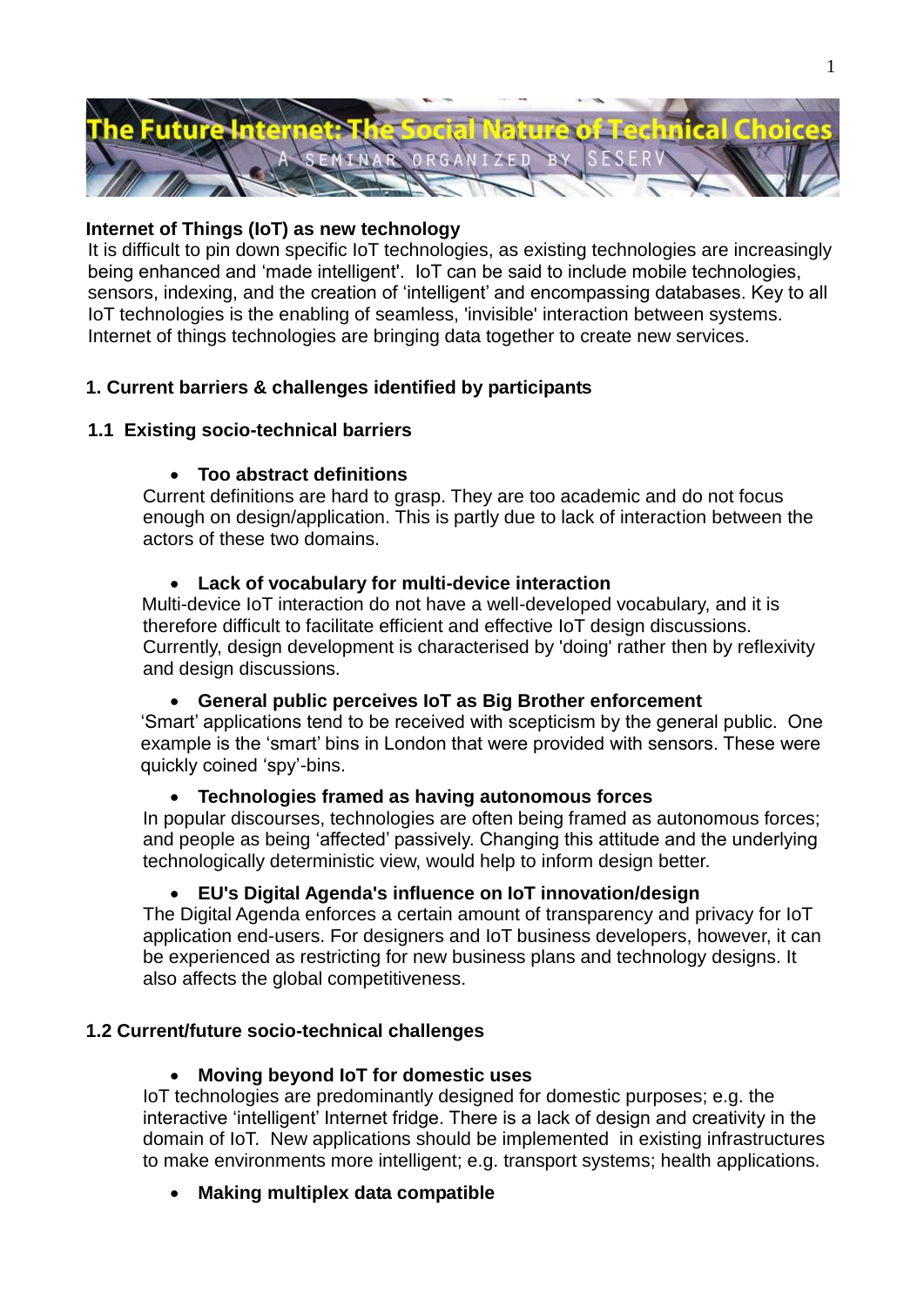# The Future Internet: The Social Nature of Technical Choices

A SEMINAR ORGANIZED BY SESERV

## Internet of Things (IoT) as new technology

It is difficult to pin down specific IoT technologies, as existing technologies are increasingly being enhanced and 'made intelligent'. IoT can be said to include mobile technologies, sensors, indexing, and the creation of 'intelligent' and encompassing databases. Key to all IoT technologies is the enabling of seamless, 'invisible' interaction between systems. Internet of things technologies are bringing data together to create new services.

## 1. Current barriers & challenges identified by participants

### 1.1 Existing socio-technical barriers

- **Too abstract definitions**

Current definitions are hard to grasp. They are too academic and do not focus enough on design/application. This is partly due to lack of interaction between the actors of these two domains.

- **Lack of vocabulary for multi-device interaction**

Multi-device IoT interaction do not have a well-developed vocabulary, and it is therefore difficult to facilitate efficient and effective IoT design discussions. Currently, design development is characterised by 'doing' rather then by reflexivity and design discussions.

- **General public perceives IoT as Big Brother enforcement**

'Smart' applications tend to be received with scepticism by the general public. One example is the 'smart' bins in London that were provided with sensors. These were quickly coined 'spy'-bins.

- **Technologies framed as having autonomous forces**

In popular discourses, technologies are often being framed as autonomous forces; and people as being 'affected' passively. Changing this attitude and the underlying technologically deterministic view, would help to inform design better.

- **EU's Digital Agenda's influence on IoT innovation/design**

The Digital Agenda enforces a certain amount of transparency and privacy for IoT application end-users. For designers and IoT business developers, however, it can be experienced as restricting for new business plans and technology designs. It also affects the global competitiveness.

### 1.2 Current/future socio-technical challenges

- **Moving beyond IoT for domestic uses**

IoT technologies are predominantly designed for domestic purposes; e.g. the interactive 'intelligent' Internet fridge. There is a lack of design and creativity in the domain of IoT. New applications should be implemented in existing infrastructures to make environments more intelligent; e.g. transport systems; health applications.

- **Making multiplex data compatible**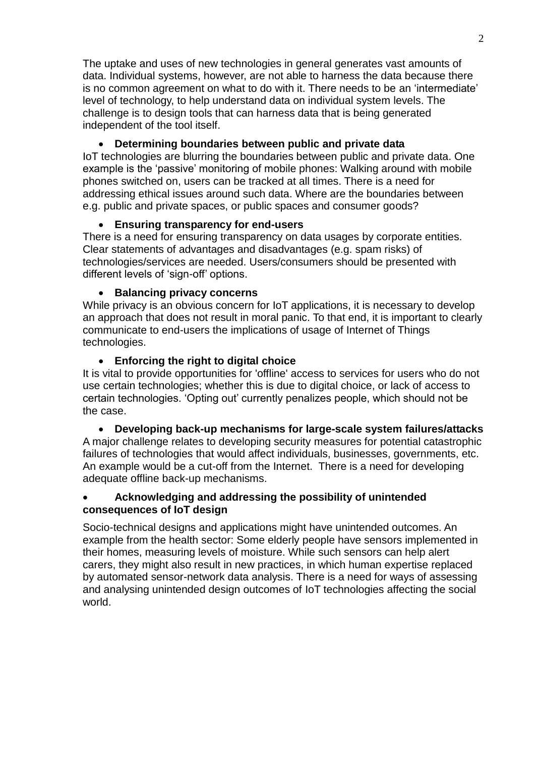The uptake and uses of new technologies in general generates vast amounts of data. Individual systems, however, are not able to harness the data because there is no common agreement on what to do with it. There needs to be an 'intermediate' level of technology, to help understand data on individual system levels. The challenge is to design tools that can harness data that is being generated independent of the tool itself.

- **Determining boundaries between public and private data**

IoT technologies are blurring the boundaries between public and private data. One example is the 'passive' monitoring of mobile phones: Walking around with mobile phones switched on, users can be tracked at all times. There is a need for addressing ethical issues around such data. Where are the boundaries between e.g. public and private spaces, or public spaces and consumer goods?

- **Ensuring transparency for end-users**

There is a need for ensuring transparency on data usages by corporate entities. Clear statements of advantages and disadvantages (e.g. spam risks) of technologies/services are needed. Users/consumers should be presented with different levels of 'sign-off' options.

- **Balancing privacy concerns**

While privacy is an obvious concern for IoT applications, it is necessary to develop an approach that does not result in moral panic. To that end, it is important to clearly communicate to end-users the implications of usage of Internet of Things technologies.

- **Enforcing the right to digital choice**

It is vital to provide opportunities for 'offline' access to services for users who do not use certain technologies; whether this is due to digital choice, or lack of access to certain technologies. 'Opting out' currently penalizes people, which should not be the case.

- **Developing back-up mechanisms for large-scale system failures/attacks**

A major challenge relates to developing security measures for potential catastrophic failures of technologies that would affect individuals, businesses, governments, etc. An example would be a cut-off from the Internet. There is a need for developing adequate offline back-up mechanisms.

- **Acknowledging and addressing the possibility of unintended consequences of IoT design**

Socio-technical designs and applications might have unintended outcomes. An example from the health sector: Some elderly people have sensors implemented in their homes, measuring levels of moisture. While such sensors can help alert carers, they might also result in new practices, in which human expertise replaced by automated sensor-network data analysis. There is a need for ways of assessing and analysing unintended design outcomes of IoT technologies affecting the social world.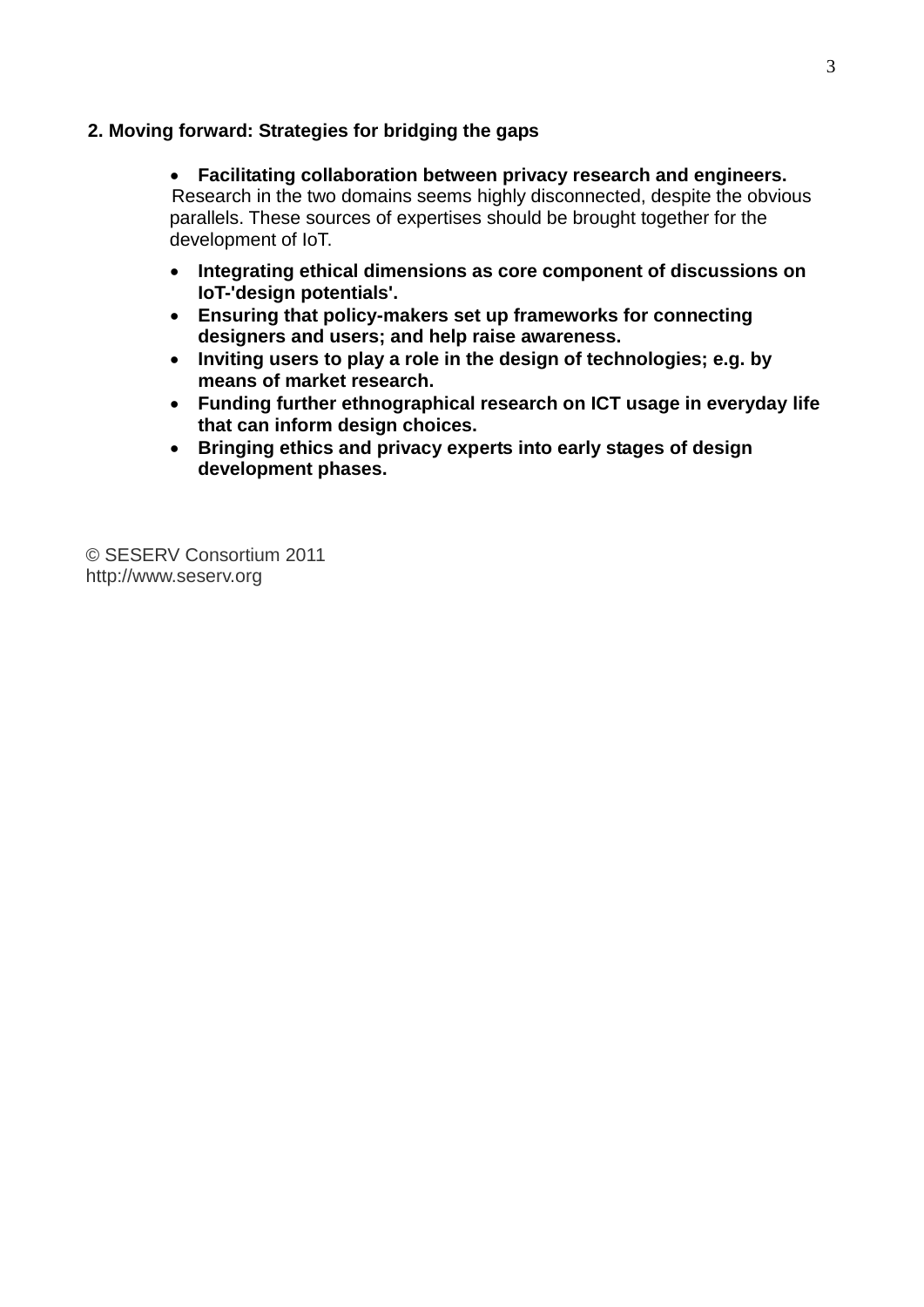## 2. Moving forward: Strategies for bridging the gaps

- **Facilitating collaboration between privacy research and engineers.**
  Research in the two domains seems highly disconnected, despite the obvious parallels. These sources of expertises should be brought together for the development of IoT.

- **Integrating ethical dimensions as core component of discussions on IoT-'design potentials'.**
- **Ensuring that policy-makers set up frameworks for connecting designers and users; and help raise awareness.**
- **Inviting users to play a role in the design of technologies; e.g. by means of market research.**
- **Funding further ethnographical research on ICT usage in everyday life that can inform design choices.**
- **Bringing ethics and privacy experts into early stages of design development phases.**

© SESERV Consortium 2011
http://www.seserv.org